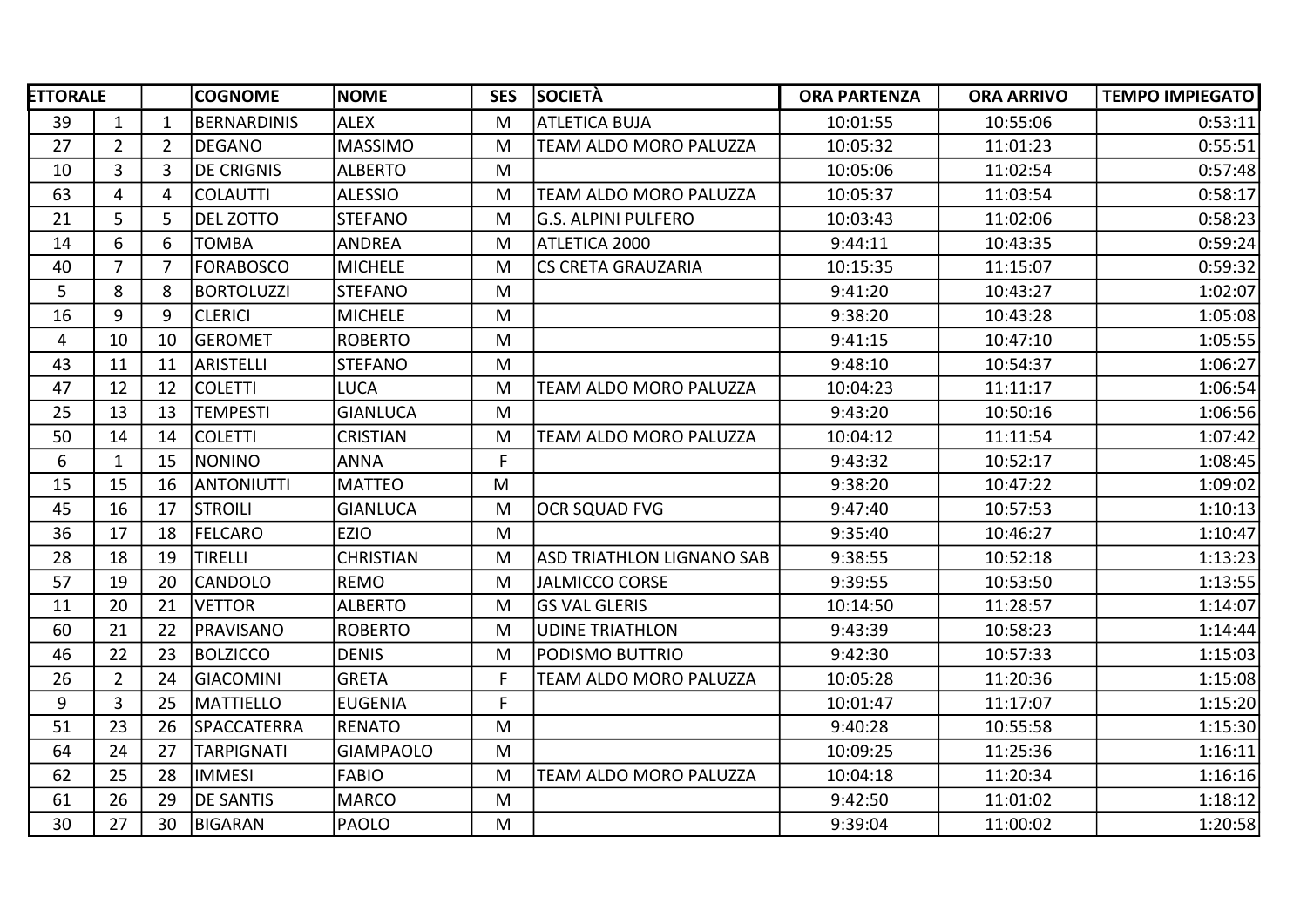| ETTORALE | | | COGNOME | NOME | SES | SOCIETÀ | ORA PARTENZA | ORA ARRIVO | TEMPO IMPIEGATO |
|---|---|---|---|---|---|---|---|---|---|
| 39 | 1 | 1 | BERNARDINIS | ALEX | M | ATLETICA BUJA | 10:01:55 | 10:55:06 | 0:53:11 |
| 27 | 2 | 2 | DEGANO | MASSIMO | M | TEAM ALDO MORO PALUZZA | 10:05:32 | 11:01:23 | 0:55:51 |
| 10 | 3 | 3 | DE CRIGNIS | ALBERTO | M | | 10:05:06 | 11:02:54 | 0:57:48 |
| 63 | 4 | 4 | COLAUTTI | ALESSIO | M | TEAM ALDO MORO PALUZZA | 10:05:37 | 11:03:54 | 0:58:17 |
| 21 | 5 | 5 | DEL ZOTTO | STEFANO | M | G.S. ALPINI PULFERO | 10:03:43 | 11:02:06 | 0:58:23 |
| 14 | 6 | 6 | TOMBA | ANDREA | M | ATLETICA 2000 | 9:44:11 | 10:43:35 | 0:59:24 |
| 40 | 7 | 7 | FORABOSCO | MICHELE | M | CS CRETA GRAUZARIA | 10:15:35 | 11:15:07 | 0:59:32 |
| 5 | 8 | 8 | BORTOLUZZI | STEFANO | M | | 9:41:20 | 10:43:27 | 1:02:07 |
| 16 | 9 | 9 | CLERICI | MICHELE | M | | 9:38:20 | 10:43:28 | 1:05:08 |
| 4 | 10 | 10 | GEROMET | ROBERTO | M | | 9:41:15 | 10:47:10 | 1:05:55 |
| 43 | 11 | 11 | ARISTELLI | STEFANO | M | | 9:48:10 | 10:54:37 | 1:06:27 |
| 47 | 12 | 12 | COLETTI | LUCA | M | TEAM ALDO MORO PALUZZA | 10:04:23 | 11:11:17 | 1:06:54 |
| 25 | 13 | 13 | TEMPESTI | GIANLUCA | M | | 9:43:20 | 10:50:16 | 1:06:56 |
| 50 | 14 | 14 | COLETTI | CRISTIAN | M | TEAM ALDO MORO PALUZZA | 10:04:12 | 11:11:54 | 1:07:42 |
| 6 | 1 | 15 | NONINO | ANNA | F | | 9:43:32 | 10:52:17 | 1:08:45 |
| 15 | 15 | 16 | ANTONIUTTI | MATTEO | M | | 9:38:20 | 10:47:22 | 1:09:02 |
| 45 | 16 | 17 | STROILI | GIANLUCA | M | OCR SQUAD FVG | 9:47:40 | 10:57:53 | 1:10:13 |
| 36 | 17 | 18 | FELCARO | EZIO | M | | 9:35:40 | 10:46:27 | 1:10:47 |
| 28 | 18 | 19 | TIRELLI | CHRISTIAN | M | ASD TRIATHLON LIGNANO SAB | 9:38:55 | 10:52:18 | 1:13:23 |
| 57 | 19 | 20 | CANDOLO | REMO | M | JALMICCO CORSE | 9:39:55 | 10:53:50 | 1:13:55 |
| 11 | 20 | 21 | VETTOR | ALBERTO | M | GS VAL GLERIS | 10:14:50 | 11:28:57 | 1:14:07 |
| 60 | 21 | 22 | PRAVISANO | ROBERTO | M | UDINE TRIATHLON | 9:43:39 | 10:58:23 | 1:14:44 |
| 46 | 22 | 23 | BOLZICCO | DENIS | M | PODISMO BUTTRIO | 9:42:30 | 10:57:33 | 1:15:03 |
| 26 | 2 | 24 | GIACOMINI | GRETA | F | TEAM ALDO MORO PALUZZA | 10:05:28 | 11:20:36 | 1:15:08 |
| 9 | 3 | 25 | MATTIELLO | EUGENIA | F | | 10:01:47 | 11:17:07 | 1:15:20 |
| 51 | 23 | 26 | SPACCATERRA | RENATO | M | | 9:40:28 | 10:55:58 | 1:15:30 |
| 64 | 24 | 27 | TARPIGNATI | GIAMPAOLO | M | | 10:09:25 | 11:25:36 | 1:16:11 |
| 62 | 25 | 28 | IMMESI | FABIO | M | TEAM ALDO MORO PALUZZA | 10:04:18 | 11:20:34 | 1:16:16 |
| 61 | 26 | 29 | DE SANTIS | MARCO | M | | 9:42:50 | 11:01:02 | 1:18:12 |
| 30 | 27 | 30 | BIGARAN | PAOLO | M | | 9:39:04 | 11:00:02 | 1:20:58 |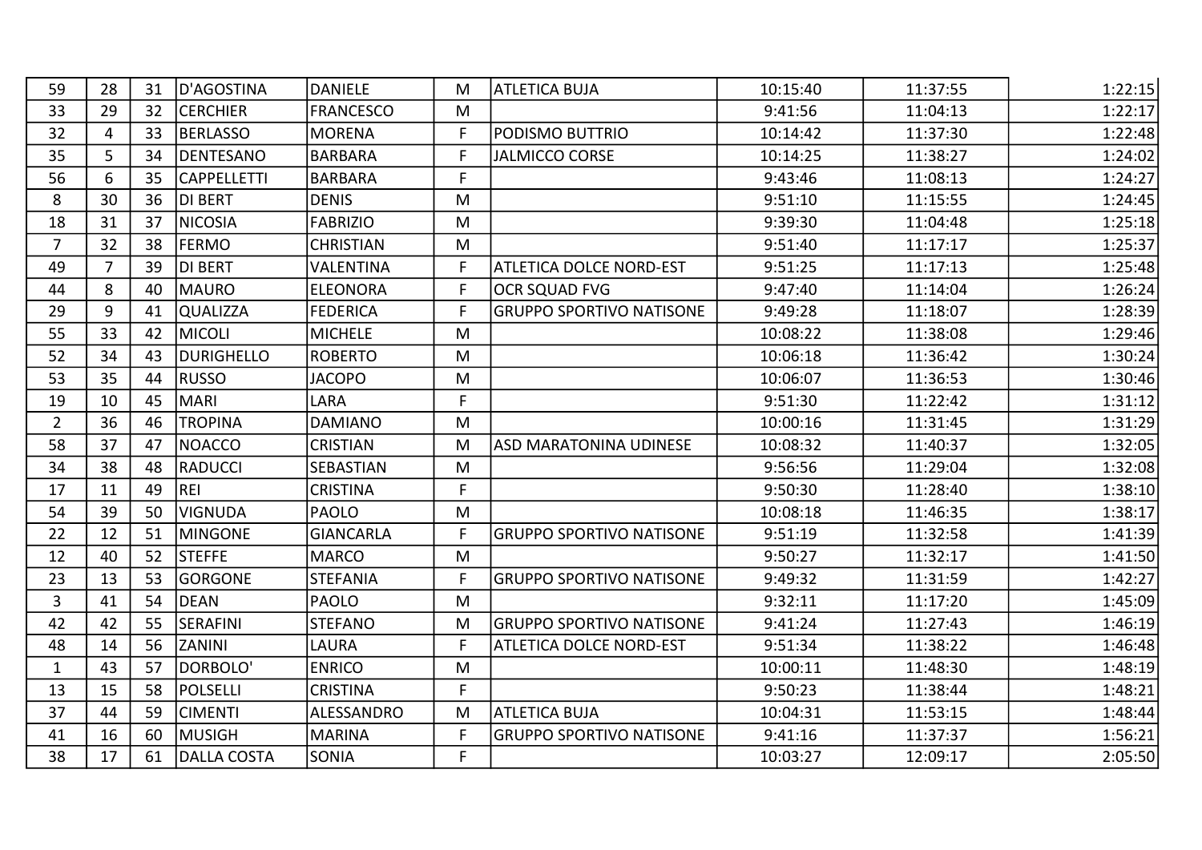| | | | | | | | | | |
|---|---|---|---|---|---|---|---|---|---|
| 59 | 28 | 31 | D'AGOSTINA | DANIELE | M | ATLETICA BUJA | 10:15:40 | 11:37:55 | 1:22:15 |
| 33 | 29 | 32 | CERCHIER | FRANCESCO | M | | 9:41:56 | 11:04:13 | 1:22:17 |
| 32 | 4 | 33 | BERLASSO | MORENA | F | PODISMO BUTTRIO | 10:14:42 | 11:37:30 | 1:22:48 |
| 35 | 5 | 34 | DENTESANO | BARBARA | F | JALMICCO CORSE | 10:14:25 | 11:38:27 | 1:24:02 |
| 56 | 6 | 35 | CAPPELLETTI | BARBARA | F | | 9:43:46 | 11:08:13 | 1:24:27 |
| 8 | 30 | 36 | DI BERT | DENIS | M | | 9:51:10 | 11:15:55 | 1:24:45 |
| 18 | 31 | 37 | NICOSIA | FABRIZIO | M | | 9:39:30 | 11:04:48 | 1:25:18 |
| 7 | 32 | 38 | FERMO | CHRISTIAN | M | | 9:51:40 | 11:17:17 | 1:25:37 |
| 49 | 7 | 39 | DI BERT | VALENTINA | F | ATLETICA DOLCE NORD-EST | 9:51:25 | 11:17:13 | 1:25:48 |
| 44 | 8 | 40 | MAURO | ELEONORA | F | OCR SQUAD FVG | 9:47:40 | 11:14:04 | 1:26:24 |
| 29 | 9 | 41 | QUALIZZA | FEDERICA | F | GRUPPO SPORTIVO NATISONE | 9:49:28 | 11:18:07 | 1:28:39 |
| 55 | 33 | 42 | MICOLI | MICHELE | M | | 10:08:22 | 11:38:08 | 1:29:46 |
| 52 | 34 | 43 | DURIGHELLO | ROBERTO | M | | 10:06:18 | 11:36:42 | 1:30:24 |
| 53 | 35 | 44 | RUSSO | JACOPO | M | | 10:06:07 | 11:36:53 | 1:30:46 |
| 19 | 10 | 45 | MARI | LARA | F | | 9:51:30 | 11:22:42 | 1:31:12 |
| 2 | 36 | 46 | TROPINA | DAMIANO | M | | 10:00:16 | 11:31:45 | 1:31:29 |
| 58 | 37 | 47 | NOACCO | CRISTIAN | M | ASD MARATONINA UDINESE | 10:08:32 | 11:40:37 | 1:32:05 |
| 34 | 38 | 48 | RADUCCI | SEBASTIAN | M | | 9:56:56 | 11:29:04 | 1:32:08 |
| 17 | 11 | 49 | REI | CRISTINA | F | | 9:50:30 | 11:28:40 | 1:38:10 |
| 54 | 39 | 50 | VIGNUDA | PAOLO | M | | 10:08:18 | 11:46:35 | 1:38:17 |
| 22 | 12 | 51 | MINGONE | GIANCARLA | F | GRUPPO SPORTIVO NATISONE | 9:51:19 | 11:32:58 | 1:41:39 |
| 12 | 40 | 52 | STEFFE | MARCO | M | | 9:50:27 | 11:32:17 | 1:41:50 |
| 23 | 13 | 53 | GORGONE | STEFANIA | F | GRUPPO SPORTIVO NATISONE | 9:49:32 | 11:31:59 | 1:42:27 |
| 3 | 41 | 54 | DEAN | PAOLO | M | | 9:32:11 | 11:17:20 | 1:45:09 |
| 42 | 42 | 55 | SERAFINI | STEFANO | M | GRUPPO SPORTIVO NATISONE | 9:41:24 | 11:27:43 | 1:46:19 |
| 48 | 14 | 56 | ZANINI | LAURA | F | ATLETICA DOLCE NORD-EST | 9:51:34 | 11:38:22 | 1:46:48 |
| 1 | 43 | 57 | DORBOLO' | ENRICO | M | | 10:00:11 | 11:48:30 | 1:48:19 |
| 13 | 15 | 58 | POLSELLI | CRISTINA | F | | 9:50:23 | 11:38:44 | 1:48:21 |
| 37 | 44 | 59 | CIMENTI | ALESSANDRO | M | ATLETICA BUJA | 10:04:31 | 11:53:15 | 1:48:44 |
| 41 | 16 | 60 | MUSIGH | MARINA | F | GRUPPO SPORTIVO NATISONE | 9:41:16 | 11:37:37 | 1:56:21 |
| 38 | 17 | 61 | DALLA COSTA | SONIA | F | | 10:03:27 | 12:09:17 | 2:05:50 |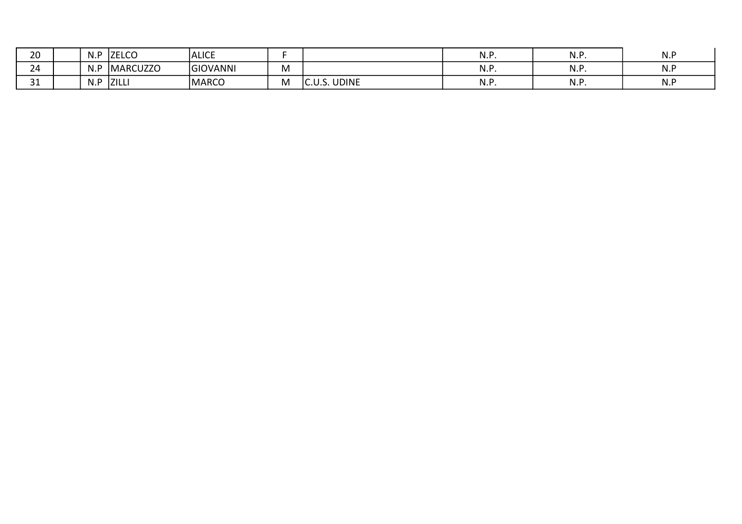| | | | | | | | | | |
|---|---|---|---|---|---|---|---|---|---|
| 20 | | N.P | ZELCO | ALICE | F | | N.P. | N.P. | N.P |
| 24 | | N.P | MARCUZZO | GIOVANNI | M | | N.P. | N.P. | N.P |
| 31 | | N.P | ZILLI | MARCO | M | C.U.S. UDINE | N.P. | N.P. | N.P |